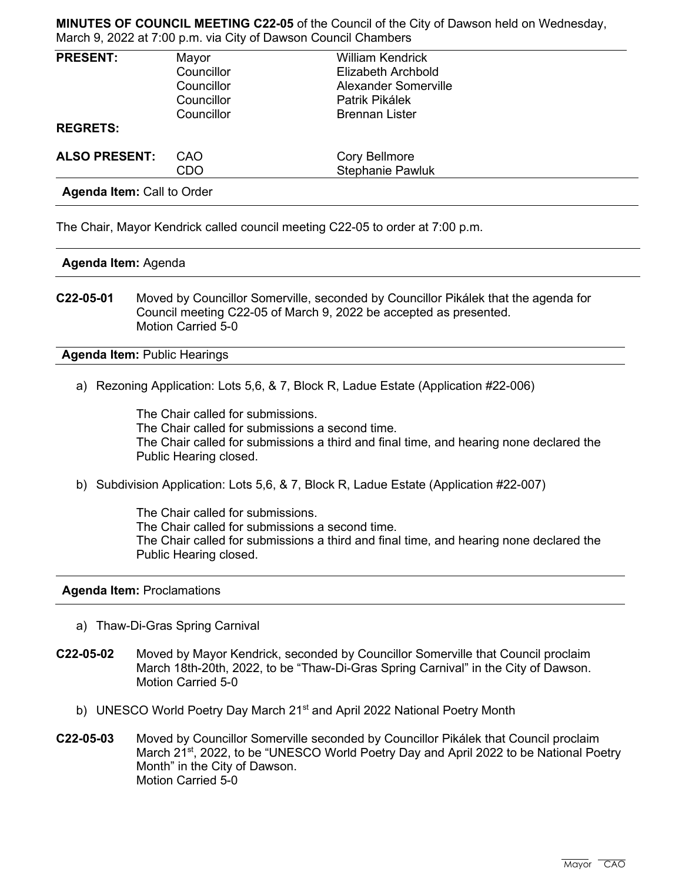**MINUTES OF COUNCIL MEETING C22-05** of the Council of the City of Dawson held on Wednesday, March 9, 2022 at 7:00 p.m. via City of Dawson Council Chambers

| | | |
|---|---|---|
| **PRESENT:** | Mayor | William Kendrick |
| | Councillor | Elizabeth Archbold |
| | Councillor | Alexander Somerville |
| | Councillor | Patrik Pikálek |
| | Councillor | Brennan Lister |
| **REGRETS:** | | |
| **ALSO PRESENT:** | CAO | Cory Bellmore |
| | CDO | Stephanie Pawluk |

**Agenda Item:** Call to Order

The Chair, Mayor Kendrick called council meeting C22-05 to order at 7:00 p.m.

**Agenda Item:** Agenda

**C22-05-01** Moved by Councillor Somerville, seconded by Councillor Pikálek that the agenda for Council meeting C22-05 of March 9, 2022 be accepted as presented.
Motion Carried 5-0

**Agenda Item:** Public Hearings

a) Rezoning Application: Lots 5,6, & 7, Block R, Ladue Estate (Application #22-006)

The Chair called for submissions.
The Chair called for submissions a second time.
The Chair called for submissions a third and final time, and hearing none declared the Public Hearing closed.

b) Subdivision Application: Lots 5,6, & 7, Block R, Ladue Estate (Application #22-007)

The Chair called for submissions.
The Chair called for submissions a second time.
The Chair called for submissions a third and final time, and hearing none declared the Public Hearing closed.

**Agenda Item:** Proclamations

a) Thaw-Di-Gras Spring Carnival

**C22-05-02** Moved by Mayor Kendrick, seconded by Councillor Somerville that Council proclaim March 18th-20th, 2022, to be "Thaw-Di-Gras Spring Carnival" in the City of Dawson.
Motion Carried 5-0

b) UNESCO World Poetry Day March 21st and April 2022 National Poetry Month

**C22-05-03** Moved by Councillor Somerville seconded by Councillor Pikálek that Council proclaim March 21st, 2022, to be "UNESCO World Poetry Day and April 2022 to be National Poetry Month" in the City of Dawson.
Motion Carried 5-0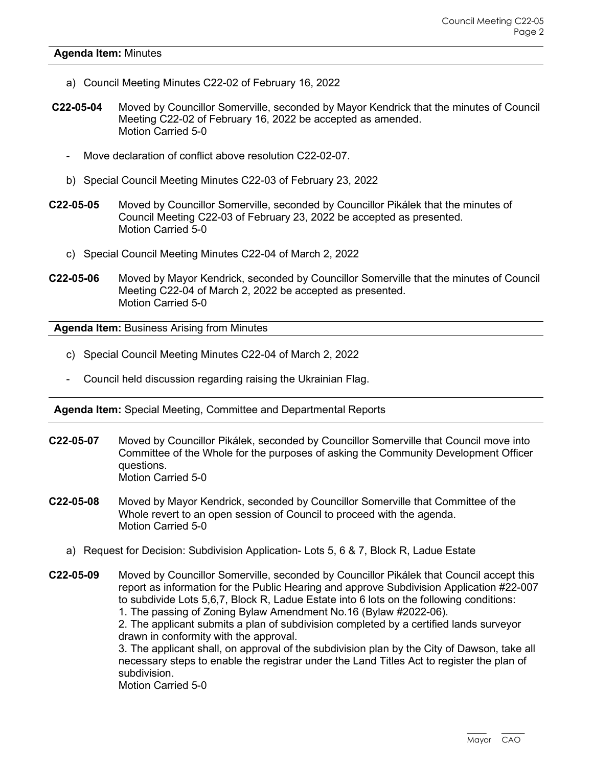**Agenda Item:** Minutes

a) Council Meeting Minutes C22-02 of February 16, 2022

**C22-05-04** Moved by Councillor Somerville, seconded by Mayor Kendrick that the minutes of Council Meeting C22-02 of February 16, 2022 be accepted as amended.
Motion Carried 5-0

- Move declaration of conflict above resolution C22-02-07.

b) Special Council Meeting Minutes C22-03 of February 23, 2022

**C22-05-05** Moved by Councillor Somerville, seconded by Councillor Pikálek that the minutes of Council Meeting C22-03 of February 23, 2022 be accepted as presented.
Motion Carried 5-0

c) Special Council Meeting Minutes C22-04 of March 2, 2022

**C22-05-06** Moved by Mayor Kendrick, seconded by Councillor Somerville that the minutes of Council Meeting C22-04 of March 2, 2022 be accepted as presented.
Motion Carried 5-0

**Agenda Item:** Business Arising from Minutes

c) Special Council Meeting Minutes C22-04 of March 2, 2022

- Council held discussion regarding raising the Ukrainian Flag.

**Agenda Item:** Special Meeting, Committee and Departmental Reports

**C22-05-07** Moved by Councillor Pikálek, seconded by Councillor Somerville that Council move into Committee of the Whole for the purposes of asking the Community Development Officer questions.
Motion Carried 5-0

**C22-05-08** Moved by Mayor Kendrick, seconded by Councillor Somerville that Committee of the Whole revert to an open session of Council to proceed with the agenda.
Motion Carried 5-0

a) Request for Decision: Subdivision Application- Lots 5, 6 & 7, Block R, Ladue Estate

**C22-05-09** Moved by Councillor Somerville, seconded by Councillor Pikálek that Council accept this report as information for the Public Hearing and approve Subdivision Application #22-007 to subdivide Lots 5,6,7, Block R, Ladue Estate into 6 lots on the following conditions:
1. The passing of Zoning Bylaw Amendment No.16 (Bylaw #2022-06).
2. The applicant submits a plan of subdivision completed by a certified lands surveyor drawn in conformity with the approval.
3. The applicant shall, on approval of the subdivision plan by the City of Dawson, take all necessary steps to enable the registrar under the Land Titles Act to register the plan of subdivision.
Motion Carried 5-0

\_\_\_\_ Mayor \_\_\_\_ CAO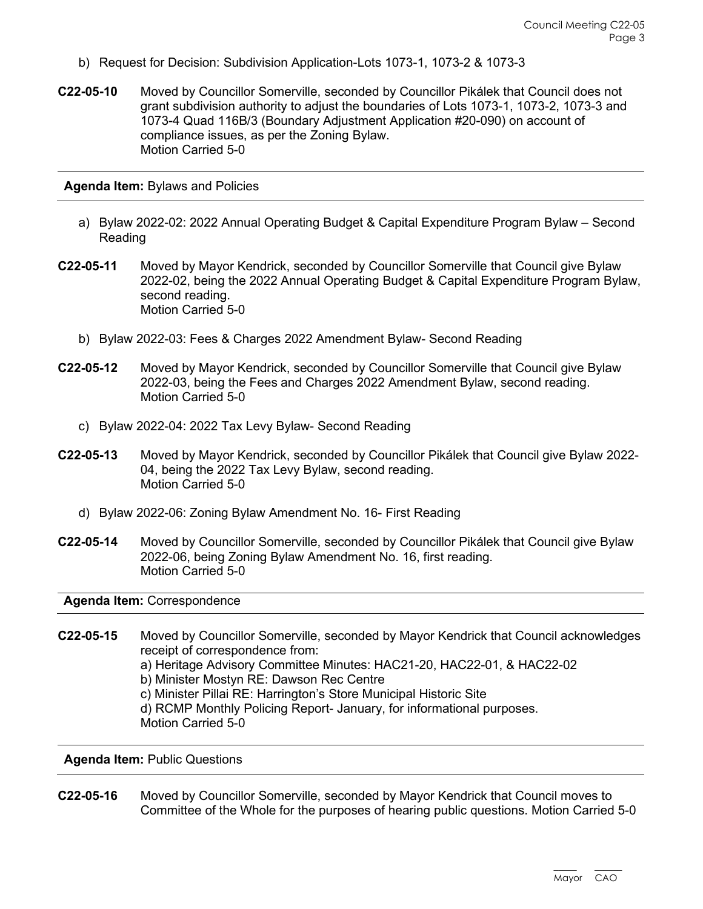b) Request for Decision: Subdivision Application-Lots 1073-1, 1073-2 & 1073-3

**C22-05-10** Moved by Councillor Somerville, seconded by Councillor Pikálek that Council does not grant subdivision authority to adjust the boundaries of Lots 1073-1, 1073-2, 1073-3 and 1073-4 Quad 116B/3 (Boundary Adjustment Application #20-090) on account of compliance issues, as per the Zoning Bylaw.
Motion Carried 5-0

---

**Agenda Item:** Bylaws and Policies

---

a) Bylaw 2022-02: 2022 Annual Operating Budget & Capital Expenditure Program Bylaw – Second Reading

**C22-05-11** Moved by Mayor Kendrick, seconded by Councillor Somerville that Council give Bylaw 2022-02, being the 2022 Annual Operating Budget & Capital Expenditure Program Bylaw, second reading.
Motion Carried 5-0

b) Bylaw 2022-03: Fees & Charges 2022 Amendment Bylaw- Second Reading

**C22-05-12** Moved by Mayor Kendrick, seconded by Councillor Somerville that Council give Bylaw 2022-03, being the Fees and Charges 2022 Amendment Bylaw, second reading.
Motion Carried 5-0

c) Bylaw 2022-04: 2022 Tax Levy Bylaw- Second Reading

**C22-05-13** Moved by Mayor Kendrick, seconded by Councillor Pikálek that Council give Bylaw 2022-04, being the 2022 Tax Levy Bylaw, second reading.
Motion Carried 5-0

d) Bylaw 2022-06: Zoning Bylaw Amendment No. 16- First Reading

**C22-05-14** Moved by Councillor Somerville, seconded by Councillor Pikálek that Council give Bylaw 2022-06, being Zoning Bylaw Amendment No. 16, first reading.
Motion Carried 5-0

---

**Agenda Item:** Correspondence

---

**C22-05-15** Moved by Councillor Somerville, seconded by Mayor Kendrick that Council acknowledges receipt of correspondence from:
a) Heritage Advisory Committee Minutes: HAC21-20, HAC22-01, & HAC22-02
b) Minister Mostyn RE: Dawson Rec Centre
c) Minister Pillai RE: Harrington's Store Municipal Historic Site
d) RCMP Monthly Policing Report- January, for informational purposes.
Motion Carried 5-0

---

**Agenda Item:** Public Questions

---

**C22-05-16** Moved by Councillor Somerville, seconded by Mayor Kendrick that Council moves to Committee of the Whole for the purposes of hearing public questions. Motion Carried 5-0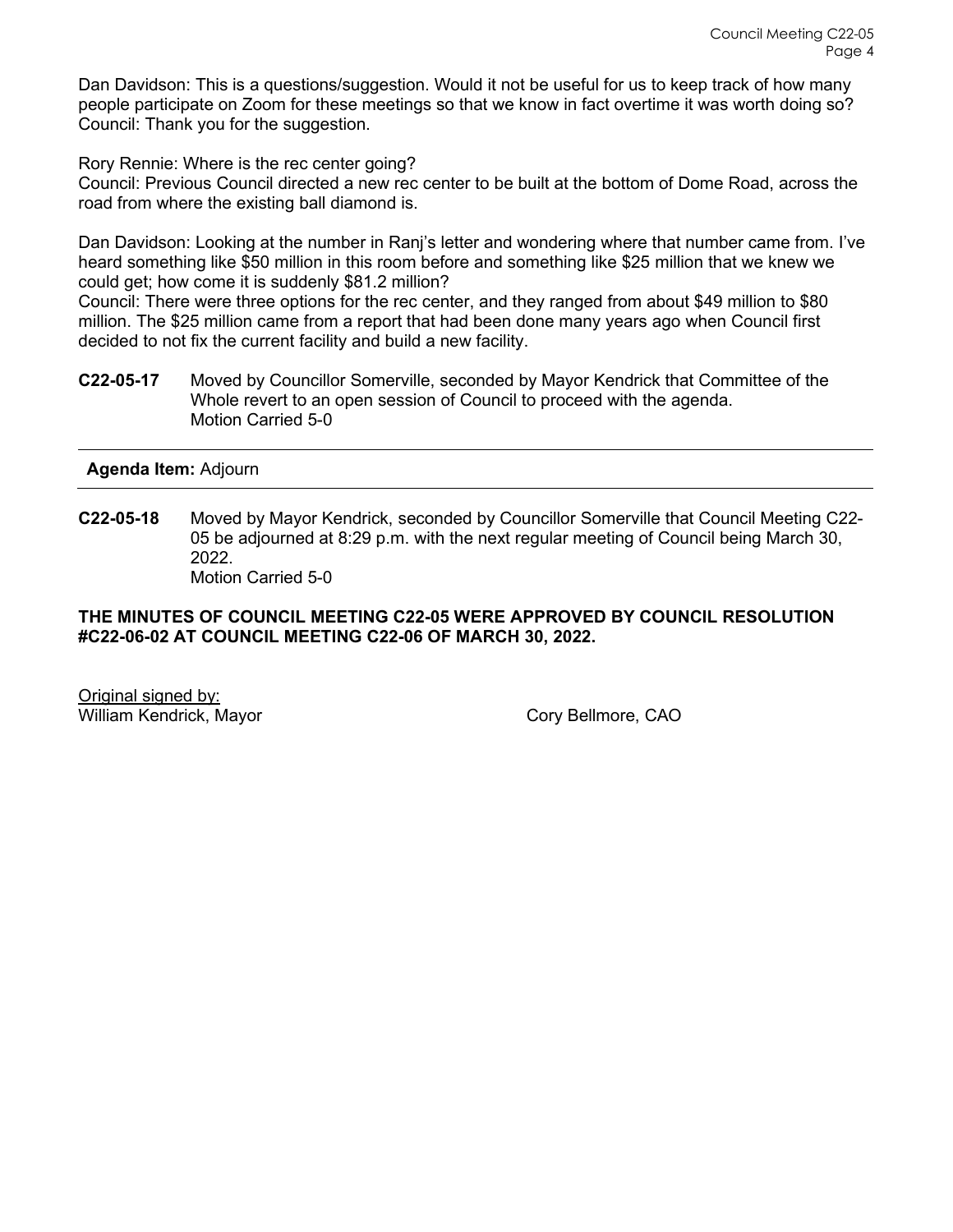Dan Davidson: This is a questions/suggestion. Would it not be useful for us to keep track of how many people participate on Zoom for these meetings so that we know in fact overtime it was worth doing so?
Council: Thank you for the suggestion.

Rory Rennie: Where is the rec center going?
Council: Previous Council directed a new rec center to be built at the bottom of Dome Road, across the road from where the existing ball diamond is.

Dan Davidson: Looking at the number in Ranj's letter and wondering where that number came from. I've heard something like $50 million in this room before and something like $25 million that we knew we could get; how come it is suddenly $81.2 million?
Council: There were three options for the rec center, and they ranged from about $49 million to $80 million. The $25 million came from a report that had been done many years ago when Council first decided to not fix the current facility and build a new facility.

**C22-05-17** Moved by Councillor Somerville, seconded by Mayor Kendrick that Committee of the Whole revert to an open session of Council to proceed with the agenda.
Motion Carried 5-0

---

**Agenda Item:** Adjourn

---

**C22-05-18** Moved by Mayor Kendrick, seconded by Councillor Somerville that Council Meeting C22-05 be adjourned at 8:29 p.m. with the next regular meeting of Council being March 30, 2022.
Motion Carried 5-0

**THE MINUTES OF COUNCIL MEETING C22-05 WERE APPROVED BY COUNCIL RESOLUTION #C22-06-02 AT COUNCIL MEETING C22-06 OF MARCH 30, 2022.**

Original signed by:
William Kendrick, Mayor

Cory Bellmore, CAO